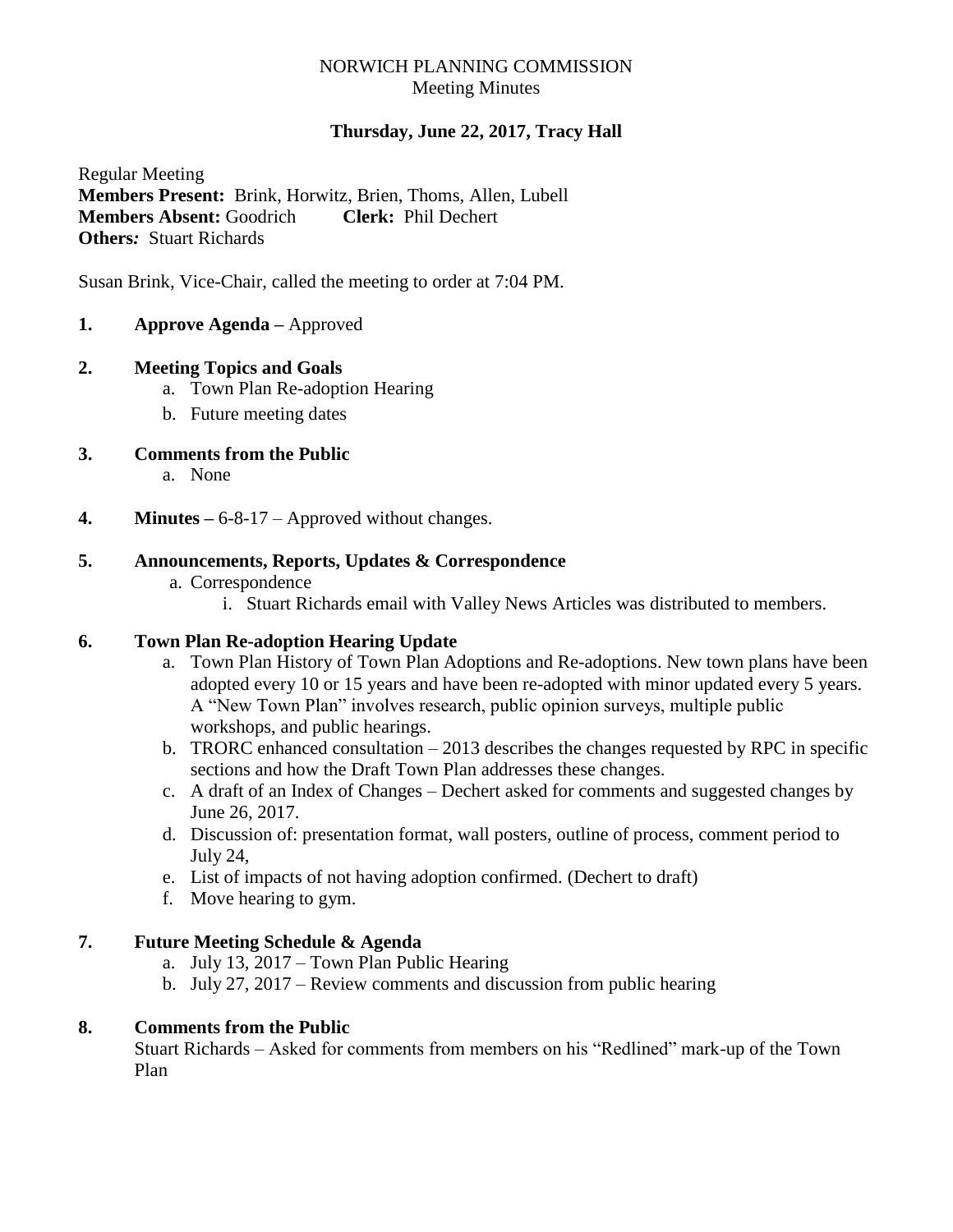# NORWICH PLANNING COMMISSION

Meeting Minutes

**Thursday, June 22, 2017, Tracy Hall**

Regular Meeting

**Members Present:** Brink, Horwitz, Brien, Thoms, Allen, Lubell

**Members Absent:** Goodrich **Clerk:** Phil Dechert

***Others:*** Stuart Richards

Susan Brink, Vice-Chair, called the meeting to order at 7:04 PM.

**1. Approve Agenda –** Approved

**2. Meeting Topics and Goals**

a. Town Plan Re-adoption Hearing

b. Future meeting dates

**3. Comments from the Public**

a. None

**4. Minutes –** 6-8-17 – Approved without changes.

**5. Announcements, Reports, Updates & Correspondence**

a. Correspondence

i. Stuart Richards email with Valley News Articles was distributed to members.

**6. Town Plan Re-adoption Hearing Update**

a. Town Plan History of Town Plan Adoptions and Re-adoptions. New town plans have been adopted every 10 or 15 years and have been re-adopted with minor updated every 5 years. A "New Town Plan" involves research, public opinion surveys, multiple public workshops, and public hearings.

b. TRORC enhanced consultation – 2013 describes the changes requested by RPC in specific sections and how the Draft Town Plan addresses these changes.

c. A draft of an Index of Changes – Dechert asked for comments and suggested changes by June 26, 2017.

d. Discussion of: presentation format, wall posters, outline of process, comment period to July 24,

e. List of impacts of not having adoption confirmed. (Dechert to draft)

f. Move hearing to gym.

**7. Future Meeting Schedule & Agenda**

a. July 13, 2017 – Town Plan Public Hearing

b. July 27, 2017 – Review comments and discussion from public hearing

**8. Comments from the Public**

Stuart Richards – Asked for comments from members on his "Redlined" mark-up of the Town Plan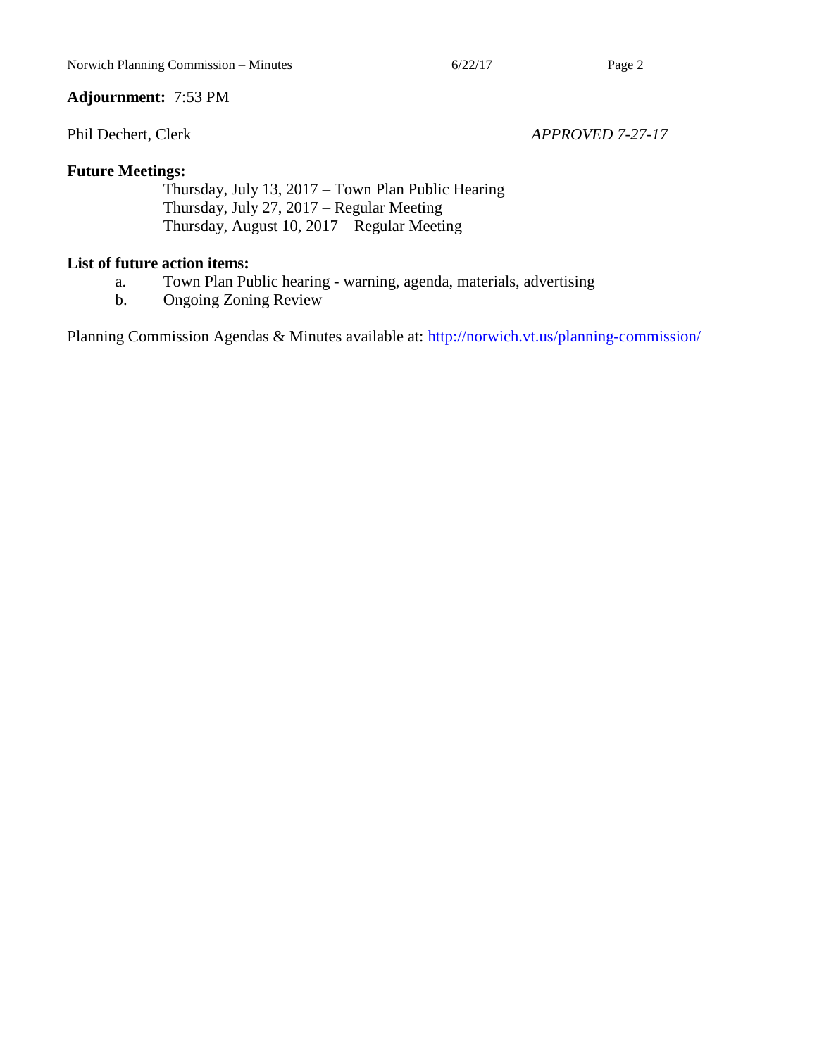**Adjournment:** 7:53 PM

Phil Dechert, Clerk *APPROVED 7-27-17*

**Future Meetings:**

Thursday, July 13, 2017 – Town Plan Public Hearing
Thursday, July 27, 2017 – Regular Meeting
Thursday, August 10, 2017 – Regular Meeting

**List of future action items:**

a. Town Plan Public hearing - warning, agenda, materials, advertising
b. Ongoing Zoning Review

Planning Commission Agendas & Minutes available at: [http://norwich.vt.us/planning-commission/](http://norwich.vt.us/planning-commission/)